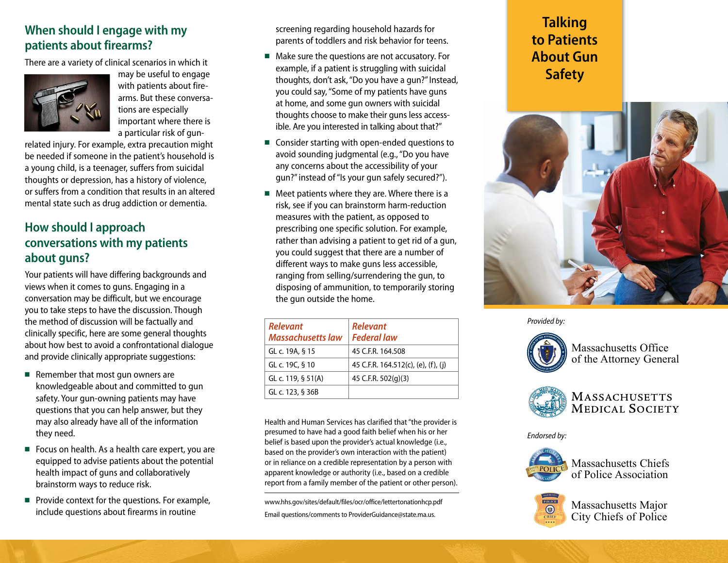## When should I engage with my patients about firearms?

There are a variety of clinical scenarios in which it may be useful to engage with patients about firearms. But these conversations are especially important where there is a particular risk of gun-related injury. For example, extra precaution might be needed if someone in the patient's household is a young child, is a teenager, suffers from suicidal thoughts or depression, has a history of violence, or suffers from a condition that results in an altered mental state such as drug addiction or dementia.

## How should I approach conversations with my patients about guns?

Your patients will have differing backgrounds and views when it comes to guns. Engaging in a conversation may be difficult, but we encourage you to take steps to have the discussion. Though the method of discussion will be factually and clinically specific, here are some general thoughts about how best to avoid a confrontational dialogue and provide clinically appropriate suggestions:

- Remember that most gun owners are knowledgeable about and committed to gun safety. Your gun-owning patients may have questions that you can help answer, but they may also already have all of the information they need.
- Focus on health. As a health care expert, you are equipped to advise patients about the potential health impact of guns and collaboratively brainstorm ways to reduce risk.
- Provide context for the questions. For example, include questions about firearms in routine screening regarding household hazards for parents of toddlers and risk behavior for teens.
- Make sure the questions are not accusatory. For example, if a patient is struggling with suicidal thoughts, don't ask, "Do you have a gun?" Instead, you could say, "Some of my patients have guns at home, and some gun owners with suicidal thoughts choose to make their guns less accessible. Are you interested in talking about that?"
- Consider starting with open-ended questions to avoid sounding judgmental (e.g., "Do you have any concerns about the accessibility of your gun?" instead of "Is your gun safely secured?").
- Meet patients where they are. Where there is a risk, see if you can brainstorm harm-reduction measures with the patient, as opposed to prescribing one specific solution. For example, rather than advising a patient to get rid of a gun, you could suggest that there are a number of different ways to make guns less accessible, ranging from selling/surrendering the gun, to disposing of ammunition, to temporarily storing the gun outside the home.

| *Relevant Massachusetts law* | *Relevant Federal law* |
|---|---|
| GL c. 19A, § 15 | 45 C.F.R. 164.508 |
| GL c. 19C, § 10 | 45 C.F.R. 164.512(c), (e), (f), (j) |
| GL c. 119, § 51(A) | 45 C.F.R. 502(g)(3) |
| GL c. 123, § 36B | |

Health and Human Services has clarified that "the provider is presumed to have had a good faith belief when his or her belief is based upon the provider's actual knowledge (i.e., based on the provider's own interaction with the patient) or in reliance on a credible representation by a person with apparent knowledge or authority (i.e., based on a credible report from a family member of the patient or other person).

www.hhs.gov/sites/default/files/ocr/office/lettertonationhcp.pdf

Email questions/comments to ProviderGuidance@state.ma.us.

# Talking to Patients About Gun Safety

*Provided by:*

Massachusetts Office of the Attorney General

Massachusetts Medical Society

*Endorsed by:*

Massachusetts Chiefs of Police Association

Massachusetts Major City Chiefs of Police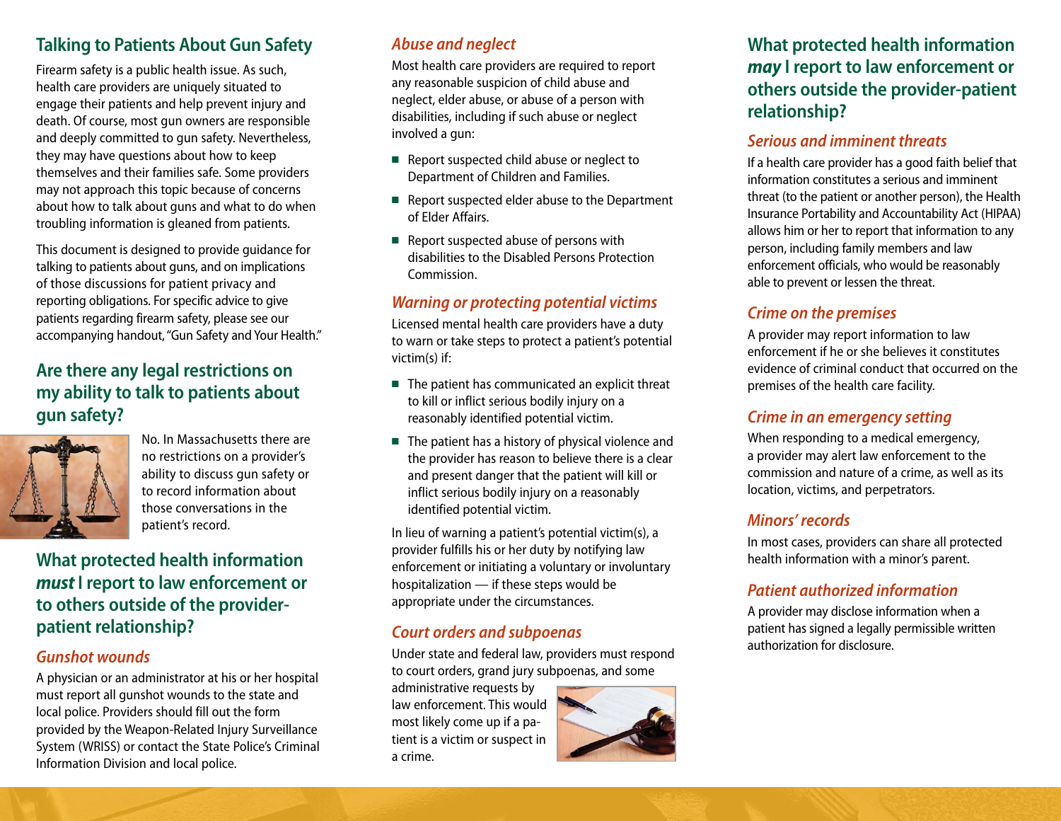## Talking to Patients About Gun Safety

Firearm safety is a public health issue. As such, health care providers are uniquely situated to engage their patients and help prevent injury and death. Of course, most gun owners are responsible and deeply committed to gun safety. Nevertheless, they may have questions about how to keep themselves and their families safe. Some providers may not approach this topic because of concerns about how to talk about guns and what to do when troubling information is gleaned from patients.

This document is designed to provide guidance for talking to patients about guns, and on implications of those discussions for patient privacy and reporting obligations. For specific advice to give patients regarding firearm safety, please see our accompanying handout, "Gun Safety and Your Health."

## Are there any legal restrictions on my ability to talk to patients about gun safety?

No. In Massachusetts there are no restrictions on a provider's ability to discuss gun safety or to record information about those conversations in the patient's record.

## What protected health information *must* I report to law enforcement or to others outside of the provider-patient relationship?

### *Gunshot wounds*

A physician or an administrator at his or her hospital must report all gunshot wounds to the state and local police. Providers should fill out the form provided by the Weapon-Related Injury Surveillance System (WRISS) or contact the State Police's Criminal Information Division and local police.

### *Abuse and neglect*

Most health care providers are required to report any reasonable suspicion of child abuse and neglect, elder abuse, or abuse of a person with disabilities, including if such abuse or neglect involved a gun:

- Report suspected child abuse or neglect to Department of Children and Families.
- Report suspected elder abuse to the Department of Elder Affairs.
- Report suspected abuse of persons with disabilities to the Disabled Persons Protection Commission.

### *Warning or protecting potential victims*

Licensed mental health care providers have a duty to warn or take steps to protect a patient's potential victim(s) if:

- The patient has communicated an explicit threat to kill or inflict serious bodily injury on a reasonably identified potential victim.
- The patient has a history of physical violence and the provider has reason to believe there is a clear and present danger that the patient will kill or inflict serious bodily injury on a reasonably identified potential victim.

In lieu of warning a patient's potential victim(s), a provider fulfills his or her duty by notifying law enforcement or initiating a voluntary or involuntary hospitalization — if these steps would be appropriate under the circumstances.

### *Court orders and subpoenas*

Under state and federal law, providers must respond to court orders, grand jury subpoenas, and some administrative requests by law enforcement. This would most likely come up if a patient is a victim or suspect in a crime.

## What protected health information *may* I report to law enforcement or others outside the provider-patient relationship?

### *Serious and imminent threats*

If a health care provider has a good faith belief that information constitutes a serious and imminent threat (to the patient or another person), the Health Insurance Portability and Accountability Act (HIPAA) allows him or her to report that information to any person, including family members and law enforcement officials, who would be reasonably able to prevent or lessen the threat.

### *Crime on the premises*

A provider may report information to law enforcement if he or she believes it constitutes evidence of criminal conduct that occurred on the premises of the health care facility.

### *Crime in an emergency setting*

When responding to a medical emergency, a provider may alert law enforcement to the commission and nature of a crime, as well as its location, victims, and perpetrators.

### *Minors' records*

In most cases, providers can share all protected health information with a minor's parent.

### *Patient authorized information*

A provider may disclose information when a patient has signed a legally permissible written authorization for disclosure.